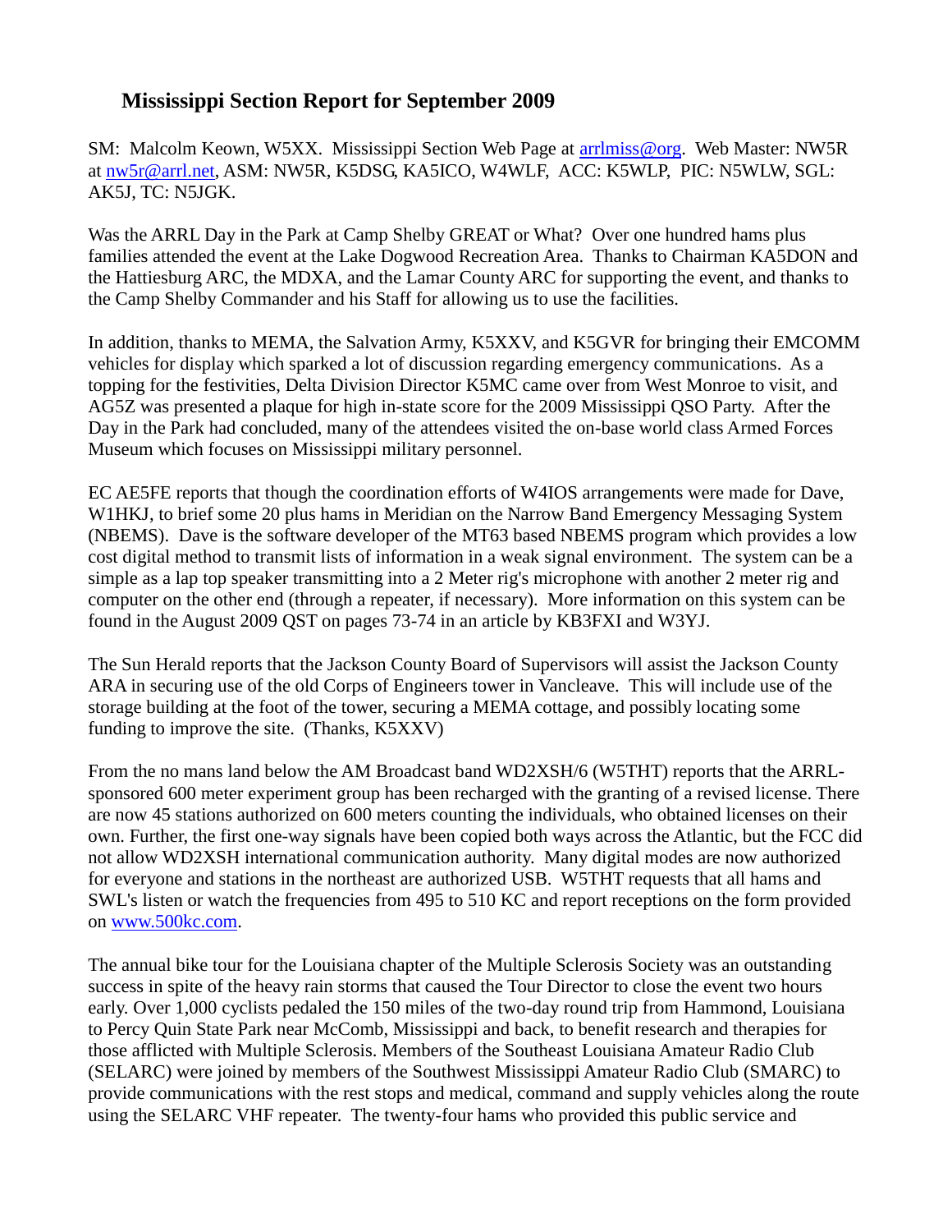# Mississippi Section Report for September 2009

SM: Malcolm Keown, W5XX. Mississippi Section Web Page at arrlmiss@org. Web Master: NW5R at nw5r@arrl.net, ASM: NW5R, K5DSG, KA5ICO, W4WLF, ACC: K5WLP, PIC: N5WLW, SGL: AK5J, TC: N5JGK.

Was the ARRL Day in the Park at Camp Shelby GREAT or What? Over one hundred hams plus families attended the event at the Lake Dogwood Recreation Area. Thanks to Chairman KA5DON and the Hattiesburg ARC, the MDXA, and the Lamar County ARC for supporting the event, and thanks to the Camp Shelby Commander and his Staff for allowing us to use the facilities.

In addition, thanks to MEMA, the Salvation Army, K5XXV, and K5GVR for bringing their EMCOMM vehicles for display which sparked a lot of discussion regarding emergency communications. As a topping for the festivities, Delta Division Director K5MC came over from West Monroe to visit, and AG5Z was presented a plaque for high in-state score for the 2009 Mississippi QSO Party. After the Day in the Park had concluded, many of the attendees visited the on-base world class Armed Forces Museum which focuses on Mississippi military personnel.

EC AE5FE reports that though the coordination efforts of W4IOS arrangements were made for Dave, W1HKJ, to brief some 20 plus hams in Meridian on the Narrow Band Emergency Messaging System (NBEMS). Dave is the software developer of the MT63 based NBEMS program which provides a low cost digital method to transmit lists of information in a weak signal environment. The system can be a simple as a lap top speaker transmitting into a 2 Meter rig's microphone with another 2 meter rig and computer on the other end (through a repeater, if necessary). More information on this system can be found in the August 2009 QST on pages 73-74 in an article by KB3FXI and W3YJ.

The Sun Herald reports that the Jackson County Board of Supervisors will assist the Jackson County ARA in securing use of the old Corps of Engineers tower in Vancleave. This will include use of the storage building at the foot of the tower, securing a MEMA cottage, and possibly locating some funding to improve the site. (Thanks, K5XXV)

From the no mans land below the AM Broadcast band WD2XSH/6 (W5THT) reports that the ARRL-sponsored 600 meter experiment group has been recharged with the granting of a revised license. There are now 45 stations authorized on 600 meters counting the individuals, who obtained licenses on their own. Further, the first one-way signals have been copied both ways across the Atlantic, but the FCC did not allow WD2XSH international communication authority. Many digital modes are now authorized for everyone and stations in the northeast are authorized USB. W5THT requests that all hams and SWL's listen or watch the frequencies from 495 to 510 KC and report receptions on the form provided on www.500kc.com.

The annual bike tour for the Louisiana chapter of the Multiple Sclerosis Society was an outstanding success in spite of the heavy rain storms that caused the Tour Director to close the event two hours early. Over 1,000 cyclists pedaled the 150 miles of the two-day round trip from Hammond, Louisiana to Percy Quin State Park near McComb, Mississippi and back, to benefit research and therapies for those afflicted with Multiple Sclerosis. Members of the Southeast Louisiana Amateur Radio Club (SELARC) were joined by members of the Southwest Mississippi Amateur Radio Club (SMARC) to provide communications with the rest stops and medical, command and supply vehicles along the route using the SELARC VHF repeater. The twenty-four hams who provided this public service and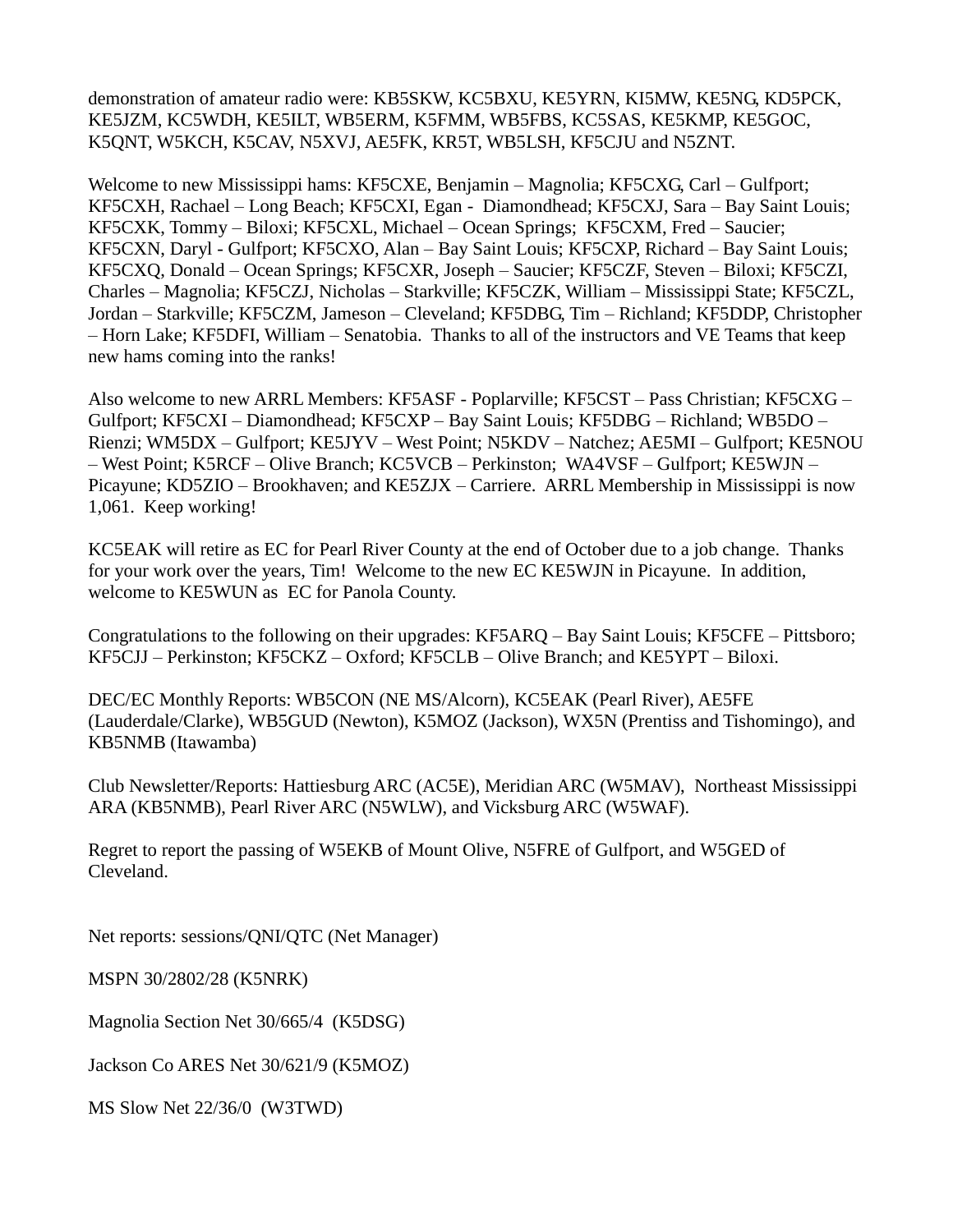demonstration of amateur radio were: KB5SKW, KC5BXU, KE5YRN, KI5MW, KE5NG, KD5PCK, KE5JZM, KC5WDH, KE5ILT, WB5ERM, K5FMM, WB5FBS, KC5SAS, KE5KMP, KE5GOC, K5QNT, W5KCH, K5CAV, N5XVJ, AE5FK, KR5T, WB5LSH, KF5CJU and N5ZNT.

Welcome to new Mississippi hams: KF5CXE, Benjamin – Magnolia; KF5CXG, Carl – Gulfport; KF5CXH, Rachael – Long Beach; KF5CXI, Egan - Diamondhead; KF5CXJ, Sara – Bay Saint Louis; KF5CXK, Tommy – Biloxi; KF5CXL, Michael – Ocean Springs; KF5CXM, Fred – Saucier; KF5CXN, Daryl - Gulfport; KF5CXO, Alan – Bay Saint Louis; KF5CXP, Richard – Bay Saint Louis; KF5CXQ, Donald – Ocean Springs; KF5CXR, Joseph – Saucier; KF5CZF, Steven – Biloxi; KF5CZI, Charles – Magnolia; KF5CZJ, Nicholas – Starkville; KF5CZK, William – Mississippi State; KF5CZL, Jordan – Starkville; KF5CZM, Jameson – Cleveland; KF5DBG, Tim – Richland; KF5DDP, Christopher – Horn Lake; KF5DFI, William – Senatobia. Thanks to all of the instructors and VE Teams that keep new hams coming into the ranks!

Also welcome to new ARRL Members: KF5ASF - Poplarville; KF5CST – Pass Christian; KF5CXG – Gulfport; KF5CXI – Diamondhead; KF5CXP – Bay Saint Louis; KF5DBG – Richland; WB5DO – Rienzi; WM5DX – Gulfport; KE5JYV – West Point; N5KDV – Natchez; AE5MI – Gulfport; KE5NOU – West Point; K5RCF – Olive Branch; KC5VCB – Perkinston; WA4VSF – Gulfport; KE5WJN – Picayune; KD5ZIO – Brookhaven; and KE5ZJX – Carriere. ARRL Membership in Mississippi is now 1,061. Keep working!

KC5EAK will retire as EC for Pearl River County at the end of October due to a job change. Thanks for your work over the years, Tim! Welcome to the new EC KE5WJN in Picayune. In addition, welcome to KE5WUN as EC for Panola County.

Congratulations to the following on their upgrades: KF5ARQ – Bay Saint Louis; KF5CFE – Pittsboro; KF5CJJ – Perkinston; KF5CKZ – Oxford; KF5CLB – Olive Branch; and KE5YPT – Biloxi.

DEC/EC Monthly Reports: WB5CON (NE MS/Alcorn), KC5EAK (Pearl River), AE5FE (Lauderdale/Clarke), WB5GUD (Newton), K5MOZ (Jackson), WX5N (Prentiss and Tishomingo), and KB5NMB (Itawamba)

Club Newsletter/Reports: Hattiesburg ARC (AC5E), Meridian ARC (W5MAV), Northeast Mississippi ARA (KB5NMB), Pearl River ARC (N5WLW), and Vicksburg ARC (W5WAF).

Regret to report the passing of W5EKB of Mount Olive, N5FRE of Gulfport, and W5GED of Cleveland.

Net reports: sessions/QNI/QTC (Net Manager)

MSPN 30/2802/28 (K5NRK)

Magnolia Section Net 30/665/4 (K5DSG)

Jackson Co ARES Net 30/621/9 (K5MOZ)

MS Slow Net 22/36/0 (W3TWD)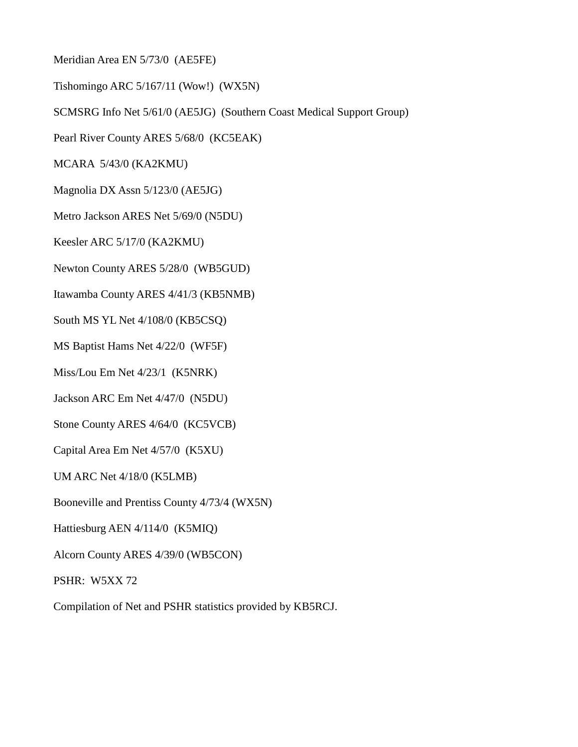Meridian Area EN 5/73/0  (AE5FE)

Tishomingo ARC 5/167/11 (Wow!)  (WX5N)

SCMSRG Info Net 5/61/0 (AE5JG)  (Southern Coast Medical Support Group)

Pearl River County ARES 5/68/0  (KC5EAK)

MCARA  5/43/0 (KA2KMU)

Magnolia DX Assn 5/123/0 (AE5JG)

Metro Jackson ARES Net 5/69/0 (N5DU)

Keesler ARC 5/17/0 (KA2KMU)

Newton County ARES 5/28/0  (WB5GUD)

Itawamba County ARES 4/41/3 (KB5NMB)

South MS YL Net 4/108/0 (KB5CSQ)

MS Baptist Hams Net 4/22/0  (WF5F)

Miss/Lou Em Net 4/23/1  (K5NRK)

Jackson ARC Em Net 4/47/0  (N5DU)

Stone County ARES 4/64/0  (KC5VCB)

Capital Area Em Net 4/57/0  (K5XU)

UM ARC Net 4/18/0 (K5LMB)

Booneville and Prentiss County 4/73/4 (WX5N)

Hattiesburg AEN 4/114/0  (K5MIQ)

Alcorn County ARES 4/39/0 (WB5CON)

PSHR:  W5XX 72

Compilation of Net and PSHR statistics provided by KB5RCJ.